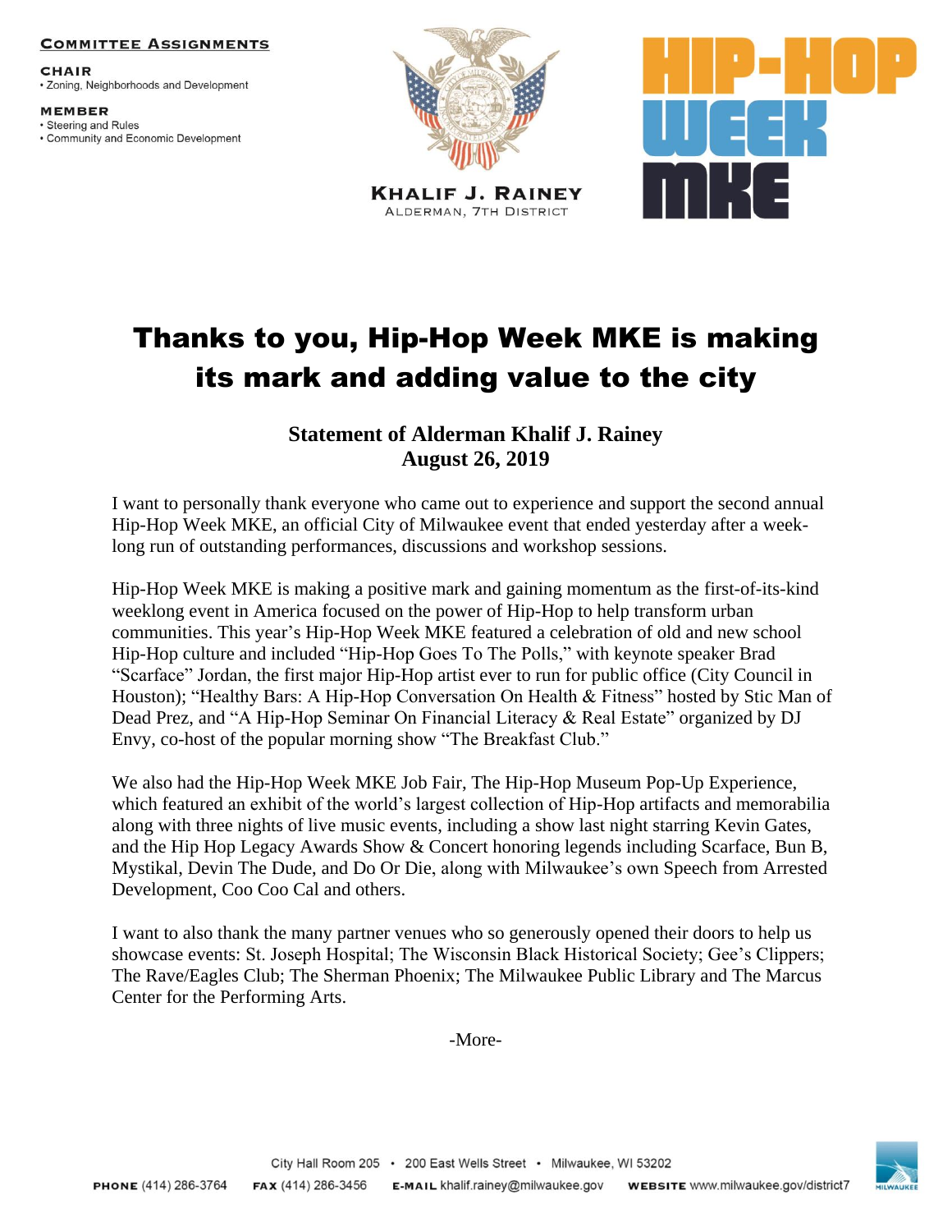**COMMITTEE ASSIGNMENTS**

**CHAIR**
- Zoning, Neighborhoods and Development

**MEMBER**
- Steering and Rules
- Community and Economic Development

**KHALIF J. RAINEY**
ALDERMAN, 7TH DISTRICT

HIP-HOP WEEK MKE

# Thanks to you, Hip-Hop Week MKE is making its mark and adding value to the city

**Statement of Alderman Khalif J. Rainey**
**August 26, 2019**

I want to personally thank everyone who came out to experience and support the second annual Hip-Hop Week MKE, an official City of Milwaukee event that ended yesterday after a week-long run of outstanding performances, discussions and workshop sessions.

Hip-Hop Week MKE is making a positive mark and gaining momentum as the first-of-its-kind weeklong event in America focused on the power of Hip-Hop to help transform urban communities. This year's Hip-Hop Week MKE featured a celebration of old and new school Hip-Hop culture and included "Hip-Hop Goes To The Polls," with keynote speaker Brad "Scarface" Jordan, the first major Hip-Hop artist ever to run for public office (City Council in Houston); "Healthy Bars: A Hip-Hop Conversation On Health & Fitness" hosted by Stic Man of Dead Prez, and "A Hip-Hop Seminar On Financial Literacy & Real Estate" organized by DJ Envy, co-host of the popular morning show "The Breakfast Club."

We also had the Hip-Hop Week MKE Job Fair, The Hip-Hop Museum Pop-Up Experience, which featured an exhibit of the world's largest collection of Hip-Hop artifacts and memorabilia along with three nights of live music events, including a show last night starring Kevin Gates, and the Hip Hop Legacy Awards Show & Concert honoring legends including Scarface, Bun B, Mystikal, Devin The Dude, and Do Or Die, along with Milwaukee's own Speech from Arrested Development, Coo Coo Cal and others.

I want to also thank the many partner venues who so generously opened their doors to help us showcase events: St. Joseph Hospital; The Wisconsin Black Historical Society; Gee's Clippers; The Rave/Eagles Club; The Sherman Phoenix; The Milwaukee Public Library and The Marcus Center for the Performing Arts.

-More-

City Hall Room 205 • 200 East Wells Street • Milwaukee, WI 53202

**PHONE** (414) 286-3764 **FAX** (414) 286-3456 **E-MAIL** khalif.rainey@milwaukee.gov **WEBSITE** www.milwaukee.gov/district7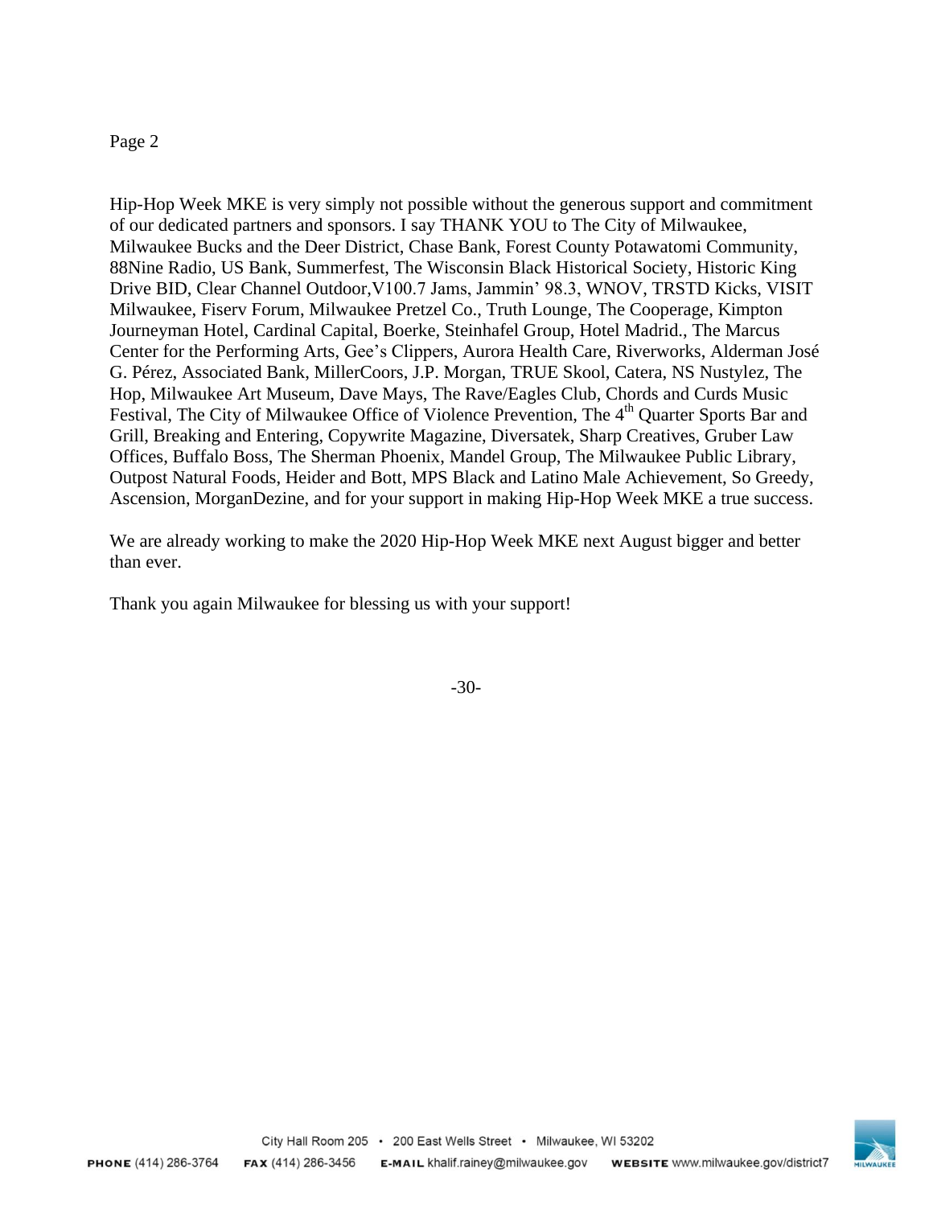Hip-Hop Week MKE is very simply not possible without the generous support and commitment of our dedicated partners and sponsors. I say THANK YOU to The City of Milwaukee, Milwaukee Bucks and the Deer District, Chase Bank, Forest County Potawatomi Community, 88Nine Radio, US Bank, Summerfest, The Wisconsin Black Historical Society, Historic King Drive BID, Clear Channel Outdoor,V100.7 Jams, Jammin' 98.3, WNOV, TRSTD Kicks, VISIT Milwaukee, Fiserv Forum, Milwaukee Pretzel Co., Truth Lounge, The Cooperage, Kimpton Journeyman Hotel, Cardinal Capital, Boerke, Steinhafel Group, Hotel Madrid., The Marcus Center for the Performing Arts, Gee's Clippers, Aurora Health Care, Riverworks, Alderman José G. Pérez, Associated Bank, MillerCoors, J.P. Morgan, TRUE Skool, Catera, NS Nustylez, The Hop, Milwaukee Art Museum, Dave Mays, The Rave/Eagles Club, Chords and Curds Music Festival, The City of Milwaukee Office of Violence Prevention, The 4th Quarter Sports Bar and Grill, Breaking and Entering, Copywrite Magazine, Diversatek, Sharp Creatives, Gruber Law Offices, Buffalo Boss, The Sherman Phoenix, Mandel Group, The Milwaukee Public Library, Outpost Natural Foods, Heider and Bott, MPS Black and Latino Male Achievement, So Greedy, Ascension, MorganDezine, and for your support in making Hip-Hop Week MKE a true success.

We are already working to make the 2020 Hip-Hop Week MKE next August bigger and better than ever.

Thank you again Milwaukee for blessing us with your support!

-30-